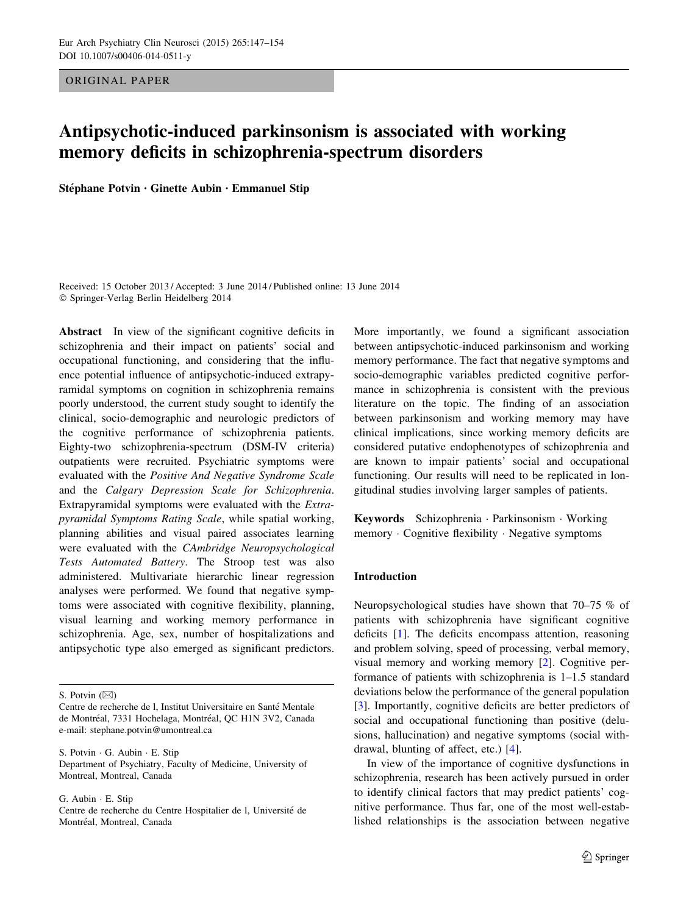ORIGINAL PAPER

# Antipsychotic-induced parkinsonism is associated with working memory deficits in schizophrenia-spectrum disorders

**Stéphane Potvin · Ginette Aubin · Emmanuel Stip**

Received: 15 October 2013 / Accepted: 3 June 2014 / Published online: 13 June 2014
© Springer-Verlag Berlin Heidelberg 2014

**Abstract** In view of the significant cognitive deficits in schizophrenia and their impact on patients' social and occupational functioning, and considering that the influence potential influence of antipsychotic-induced extrapyramidal symptoms on cognition in schizophrenia remains poorly understood, the current study sought to identify the clinical, socio-demographic and neurologic predictors of the cognitive performance of schizophrenia patients. Eighty-two schizophrenia-spectrum (DSM-IV criteria) outpatients were recruited. Psychiatric symptoms were evaluated with the *Positive And Negative Syndrome Scale* and the *Calgary Depression Scale for Schizophrenia*. Extrapyramidal symptoms were evaluated with the *Extrapyramidal Symptoms Rating Scale*, while spatial working, planning abilities and visual paired associates learning were evaluated with the *CAmbridge Neuropsychological Tests Automated Battery*. The Stroop test was also administered. Multivariate hierarchic linear regression analyses were performed. We found that negative symptoms were associated with cognitive flexibility, planning, visual learning and working memory performance in schizophrenia. Age, sex, number of hospitalizations and antipsychotic type also emerged as significant predictors. More importantly, we found a significant association between antipsychotic-induced parkinsonism and working memory performance. The fact that negative symptoms and socio-demographic variables predicted cognitive performance in schizophrenia is consistent with the previous literature on the topic. The finding of an association between parkinsonism and working memory may have clinical implications, since working memory deficits are considered putative endophenotypes of schizophrenia and are known to impair patients' social and occupational functioning. Our results will need to be replicated in longitudinal studies involving larger samples of patients.

**Keywords** Schizophrenia · Parkinsonism · Working memory · Cognitive flexibility · Negative symptoms

S. Potvin (✉)
Centre de recherche de l, Institut Universitaire en Santé Mentale de Montréal, 7331 Hochelaga, Montréal, QC H1N 3V2, Canada
e-mail: stephane.potvin@umontreal.ca

S. Potvin · G. Aubin · E. Stip
Department of Psychiatry, Faculty of Medicine, University of Montreal, Montreal, Canada

G. Aubin · E. Stip
Centre de recherche du Centre Hospitalier de l, Université de Montréal, Montreal, Canada

## Introduction

Neuropsychological studies have shown that 70–75 % of patients with schizophrenia have significant cognitive deficits [1]. The deficits encompass attention, reasoning and problem solving, speed of processing, verbal memory, visual memory and working memory [2]. Cognitive performance of patients with schizophrenia is 1–1.5 standard deviations below the performance of the general population [3]. Importantly, cognitive deficits are better predictors of social and occupational functioning than positive (delusions, hallucination) and negative symptoms (social withdrawal, blunting of affect, etc.) [4].

In view of the importance of cognitive dysfunctions in schizophrenia, research has been actively pursued in order to identify clinical factors that may predict patients' cognitive performance. Thus far, one of the most well-established relationships is the association between negative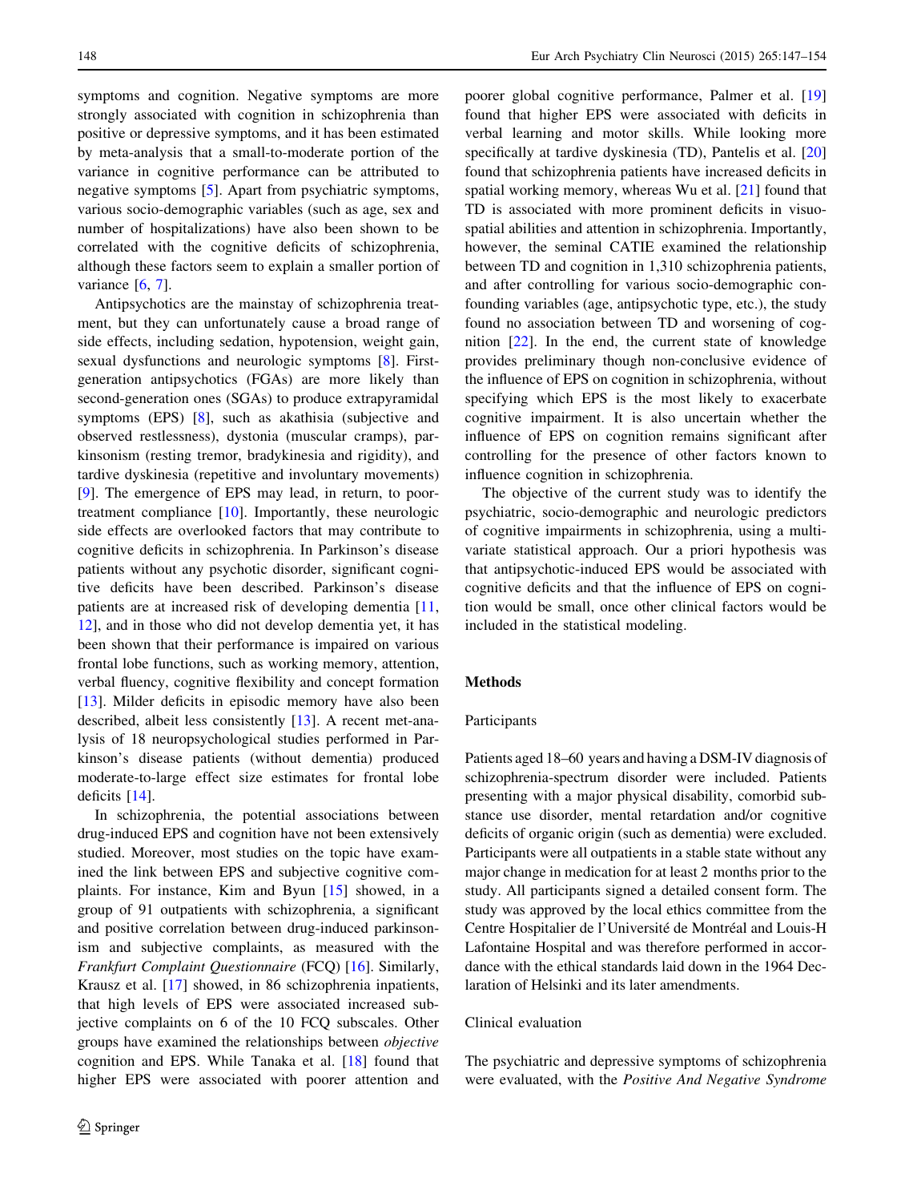symptoms and cognition. Negative symptoms are more strongly associated with cognition in schizophrenia than positive or depressive symptoms, and it has been estimated by meta-analysis that a small-to-moderate portion of the variance in cognitive performance can be attributed to negative symptoms [5]. Apart from psychiatric symptoms, various socio-demographic variables (such as age, sex and number of hospitalizations) have also been shown to be correlated with the cognitive deficits of schizophrenia, although these factors seem to explain a smaller portion of variance [6, 7].

Antipsychotics are the mainstay of schizophrenia treatment, but they can unfortunately cause a broad range of side effects, including sedation, hypotension, weight gain, sexual dysfunctions and neurologic symptoms [8]. First-generation antipsychotics (FGAs) are more likely than second-generation ones (SGAs) to produce extrapyramidal symptoms (EPS) [8], such as akathisia (subjective and observed restlessness), dystonia (muscular cramps), parkinsonism (resting tremor, bradykinesia and rigidity), and tardive dyskinesia (repetitive and involuntary movements) [9]. The emergence of EPS may lead, in return, to poor-treatment compliance [10]. Importantly, these neurologic side effects are overlooked factors that may contribute to cognitive deficits in schizophrenia. In Parkinson's disease patients without any psychotic disorder, significant cognitive deficits have been described. Parkinson's disease patients are at increased risk of developing dementia [11, 12], and in those who did not develop dementia yet, it has been shown that their performance is impaired on various frontal lobe functions, such as working memory, attention, verbal fluency, cognitive flexibility and concept formation [13]. Milder deficits in episodic memory have also been described, albeit less consistently [13]. A recent met-analysis of 18 neuropsychological studies performed in Parkinson's disease patients (without dementia) produced moderate-to-large effect size estimates for frontal lobe deficits [14].

In schizophrenia, the potential associations between drug-induced EPS and cognition have not been extensively studied. Moreover, most studies on the topic have examined the link between EPS and subjective cognitive complaints. For instance, Kim and Byun [15] showed, in a group of 91 outpatients with schizophrenia, a significant and positive correlation between drug-induced parkinsonism and subjective complaints, as measured with the *Frankfurt Complaint Questionnaire* (FCQ) [16]. Similarly, Krausz et al. [17] showed, in 86 schizophrenia inpatients, that high levels of EPS were associated increased subjective complaints on 6 of the 10 FCQ subscales. Other groups have examined the relationships between *objective* cognition and EPS. While Tanaka et al. [18] found that higher EPS were associated with poorer attention and poorer global cognitive performance, Palmer et al. [19] found that higher EPS were associated with deficits in verbal learning and motor skills. While looking more specifically at tardive dyskinesia (TD), Pantelis et al. [20] found that schizophrenia patients have increased deficits in spatial working memory, whereas Wu et al. [21] found that TD is associated with more prominent deficits in visuospatial abilities and attention in schizophrenia. Importantly, however, the seminal CATIE examined the relationship between TD and cognition in 1,310 schizophrenia patients, and after controlling for various socio-demographic confounding variables (age, antipsychotic type, etc.), the study found no association between TD and worsening of cognition [22]. In the end, the current state of knowledge provides preliminary though non-conclusive evidence of the influence of EPS on cognition in schizophrenia, without specifying which EPS is the most likely to exacerbate cognitive impairment. It is also uncertain whether the influence of EPS on cognition remains significant after controlling for the presence of other factors known to influence cognition in schizophrenia.

The objective of the current study was to identify the psychiatric, socio-demographic and neurologic predictors of cognitive impairments in schizophrenia, using a multivariate statistical approach. Our a priori hypothesis was that antipsychotic-induced EPS would be associated with cognitive deficits and that the influence of EPS on cognition would be small, once other clinical factors would be included in the statistical modeling.

## Methods

### Participants

Patients aged 18–60 years and having a DSM-IV diagnosis of schizophrenia-spectrum disorder were included. Patients presenting with a major physical disability, comorbid substance use disorder, mental retardation and/or cognitive deficits of organic origin (such as dementia) were excluded. Participants were all outpatients in a stable state without any major change in medication for at least 2 months prior to the study. All participants signed a detailed consent form. The study was approved by the local ethics committee from the Centre Hospitalier de l'Université de Montréal and Louis-H Lafontaine Hospital and was therefore performed in accordance with the ethical standards laid down in the 1964 Declaration of Helsinki and its later amendments.

### Clinical evaluation

The psychiatric and depressive symptoms of schizophrenia were evaluated, with the *Positive And Negative Syndrome*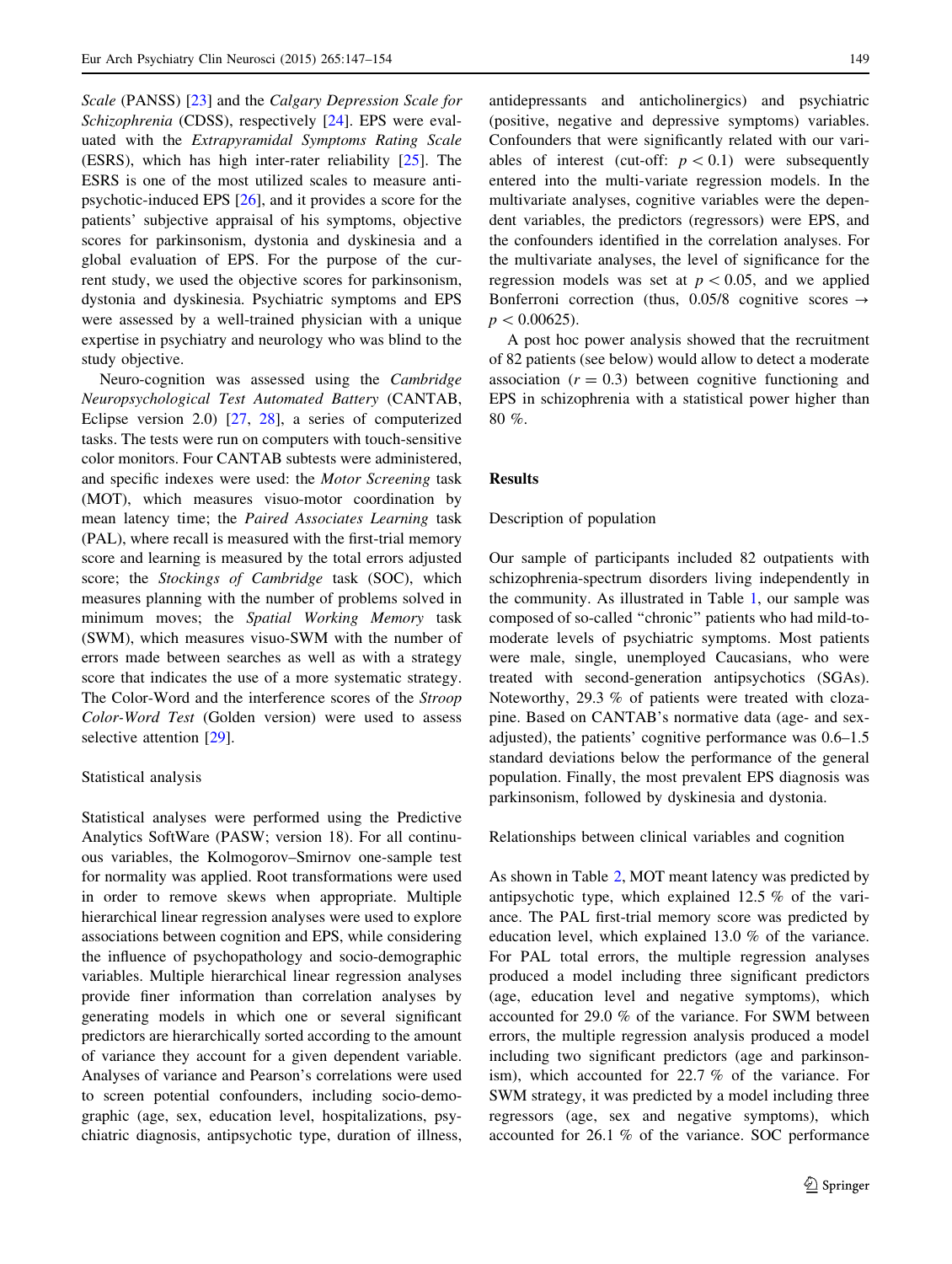*Scale* (PANSS) [23] and the *Calgary Depression Scale for Schizophrenia* (CDSS), respectively [24]. EPS were evaluated with the *Extrapyramidal Symptoms Rating Scale* (ESRS), which has high inter-rater reliability [25]. The ESRS is one of the most utilized scales to measure antipsychotic-induced EPS [26], and it provides a score for the patients' subjective appraisal of his symptoms, objective scores for parkinsonism, dystonia and dyskinesia and a global evaluation of EPS. For the purpose of the current study, we used the objective scores for parkinsonism, dystonia and dyskinesia. Psychiatric symptoms and EPS were assessed by a well-trained physician with a unique expertise in psychiatry and neurology who was blind to the study objective.

Neuro-cognition was assessed using the *Cambridge Neuropsychological Test Automated Battery* (CANTAB, Eclipse version 2.0) [27, 28], a series of computerized tasks. The tests were run on computers with touch-sensitive color monitors. Four CANTAB subtests were administered, and specific indexes were used: the *Motor Screening* task (MOT), which measures visuo-motor coordination by mean latency time; the *Paired Associates Learning* task (PAL), where recall is measured with the first-trial memory score and learning is measured by the total errors adjusted score; the *Stockings of Cambridge* task (SOC), which measures planning with the number of problems solved in minimum moves; the *Spatial Working Memory* task (SWM), which measures visuo-SWM with the number of errors made between searches as well as with a strategy score that indicates the use of a more systematic strategy. The Color-Word and the interference scores of the *Stroop Color-Word Test* (Golden version) were used to assess selective attention [29].

### Statistical analysis

Statistical analyses were performed using the Predictive Analytics SoftWare (PASW; version 18). For all continuous variables, the Kolmogorov–Smirnov one-sample test for normality was applied. Root transformations were used in order to remove skews when appropriate. Multiple hierarchical linear regression analyses were used to explore associations between cognition and EPS, while considering the influence of psychopathology and socio-demographic variables. Multiple hierarchical linear regression analyses provide finer information than correlation analyses by generating models in which one or several significant predictors are hierarchically sorted according to the amount of variance they account for a given dependent variable. Analyses of variance and Pearson's correlations were used to screen potential confounders, including socio-demographic (age, sex, education level, hospitalizations, psychiatric diagnosis, antipsychotic type, duration of illness, antidepressants and anticholinergics) and psychiatric (positive, negative and depressive symptoms) variables. Confounders that were significantly related with our variables of interest (cut-off: $p < 0.1$) were subsequently entered into the multi-variate regression models. In the multivariate analyses, cognitive variables were the dependent variables, the predictors (regressors) were EPS, and the confounders identified in the correlation analyses. For the multivariate analyses, the level of significance for the regression models was set at $p < 0.05$, and we applied Bonferroni correction (thus, 0.05/8 cognitive scores → $p < 0.00625$).

A post hoc power analysis showed that the recruitment of 82 patients (see below) would allow to detect a moderate association ($r = 0.3$) between cognitive functioning and EPS in schizophrenia with a statistical power higher than 80 %.

## Results

### Description of population

Our sample of participants included 82 outpatients with schizophrenia-spectrum disorders living independently in the community. As illustrated in Table 1, our sample was composed of so-called "chronic" patients who had mild-to-moderate levels of psychiatric symptoms. Most patients were male, single, unemployed Caucasians, who were treated with second-generation antipsychotics (SGAs). Noteworthy, 29.3 % of patients were treated with clozapine. Based on CANTAB's normative data (age- and sex-adjusted), the patients' cognitive performance was 0.6–1.5 standard deviations below the performance of the general population. Finally, the most prevalent EPS diagnosis was parkinsonism, followed by dyskinesia and dystonia.

### Relationships between clinical variables and cognition

As shown in Table 2, MOT meant latency was predicted by antipsychotic type, which explained 12.5 % of the variance. The PAL first-trial memory score was predicted by education level, which explained 13.0 % of the variance. For PAL total errors, the multiple regression analyses produced a model including three significant predictors (age, education level and negative symptoms), which accounted for 29.0 % of the variance. For SWM between errors, the multiple regression analysis produced a model including two significant predictors (age and parkinsonism), which accounted for 22.7 % of the variance. For SWM strategy, it was predicted by a model including three regressors (age, sex and negative symptoms), which accounted for 26.1 % of the variance. SOC performance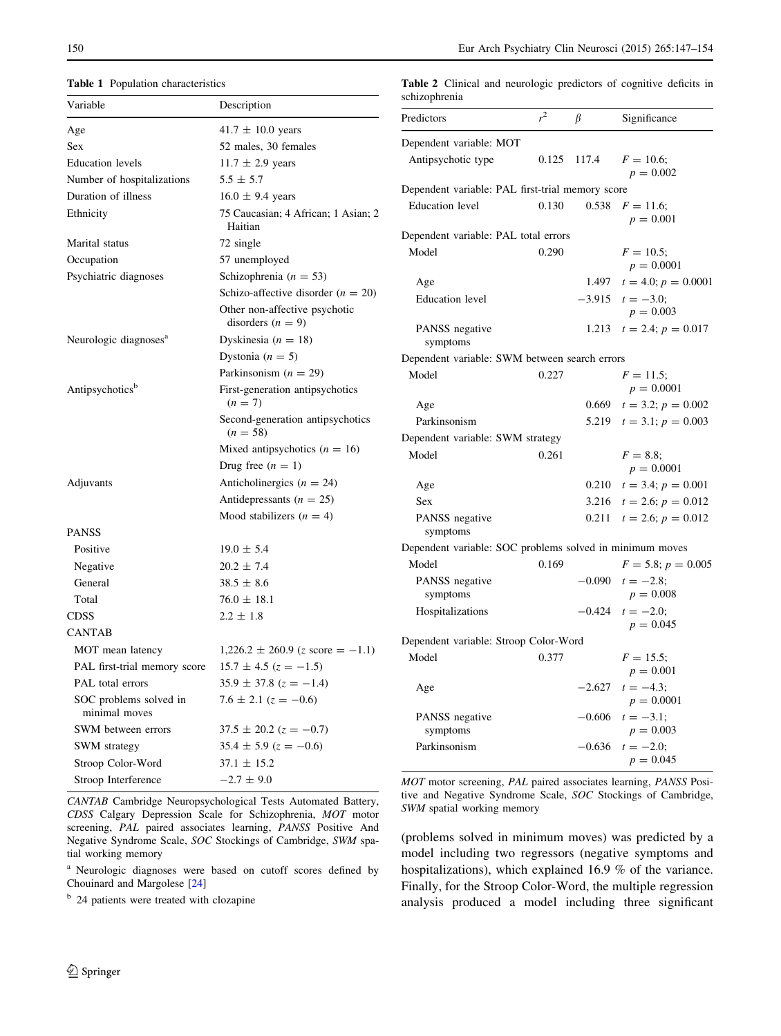**Table 1** Population characteristics

| Variable | Description |
|---|---|
| Age | 41.7 ± 10.0 years |
| Sex | 52 males, 30 females |
| Education levels | 11.7 ± 2.9 years |
| Number of hospitalizations | 5.5 ± 5.7 |
| Duration of illness | 16.0 ± 9.4 years |
| Ethnicity | 75 Caucasian; 4 African; 1 Asian; 2 Haitian |
| Marital status | 72 single |
| Occupation | 57 unemployed |
| Psychiatric diagnoses | Schizophrenia ($n = 53$) |
| | Schizo-affective disorder ($n = 20$) |
| | Other non-affective psychotic disorders ($n = 9$) |
| Neurologic diagnoses[a] | Dyskinesia ($n = 18$) |
| | Dystonia ($n = 5$) |
| | Parkinsonism ($n = 29$) |
| Antipsychotics[b] | First-generation antipsychotics ($n = 7$) |
| | Second-generation antipsychotics ($n = 58$) |
| | Mixed antipsychotics ($n = 16$) |
| | Drug free ($n = 1$) |
| Adjuvants | Anticholinergics ($n = 24$) |
| | Antidepressants ($n = 25$) |
| | Mood stabilizers ($n = 4$) |
| PANSS | |
| Positive | 19.0 ± 5.4 |
| Negative | 20.2 ± 7.4 |
| General | 38.5 ± 8.6 |
| Total | 76.0 ± 18.1 |
| CDSS | 2.2 ± 1.8 |
| CANTAB | |
| MOT mean latency | 1,226.2 ± 260.9 ($z$ score = −1.1) |
| PAL first-trial memory score | 15.7 ± 4.5 ($z$ = −1.5) |
| PAL total errors | 35.9 ± 37.8 ($z$ = −1.4) |
| SOC problems solved in minimal moves | 7.6 ± 2.1 ($z$ = −0.6) |
| SWM between errors | 37.5 ± 20.2 ($z$ = −0.7) |
| SWM strategy | 35.4 ± 5.9 ($z$ = −0.6) |
| Stroop Color-Word | 37.1 ± 15.2 |
| Stroop Interference | −2.7 ± 9.0 |

CANTAB Cambridge Neuropsychological Tests Automated Battery, CDSS Calgary Depression Scale for Schizophrenia, MOT motor screening, PAL paired associates learning, PANSS Positive And Negative Syndrome Scale, SOC Stockings of Cambridge, SWM spatial working memory

[a] Neurologic diagnoses were based on cutoff scores defined by Chouinard and Margolese [24]

[b] 24 patients were treated with clozapine

**Table 2** Clinical and neurologic predictors of cognitive deficits in schizophrenia

| Predictors | $r^2$ | $\beta$ | Significance |
|---|---|---|---|
| Dependent variable: MOT | | | |
| Antipsychotic type | 0.125 | 117.4 | $F = 10.6$; $p = 0.002$ |
| Dependent variable: PAL first-trial memory score | | | |
| Education level | 0.130 | 0.538 | $F = 11.6$; $p = 0.001$ |
| Dependent variable: PAL total errors | | | |
| Model | 0.290 | | $F = 10.5$; $p = 0.0001$ |
| Age | | 1.497 | $t = 4.0$; $p = 0.0001$ |
| Education level | | −3.915 | $t = -3.0$; $p = 0.003$ |
| PANSS negative symptoms | | 1.213 | $t = 2.4$; $p = 0.017$ |
| Dependent variable: SWM between search errors | | | |
| Model | 0.227 | | $F = 11.5$; $p = 0.0001$ |
| Age | | 0.669 | $t = 3.2$; $p = 0.002$ |
| Parkinsonism | | 5.219 | $t = 3.1$; $p = 0.003$ |
| Dependent variable: SWM strategy | | | |
| Model | 0.261 | | $F = 8.8$; $p = 0.0001$ |
| Age | | 0.210 | $t = 3.4$; $p = 0.001$ |
| Sex | | 3.216 | $t = 2.6$; $p = 0.012$ |
| PANSS negative symptoms | | 0.211 | $t = 2.6$; $p = 0.012$ |
| Dependent variable: SOC problems solved in minimum moves | | | |
| Model | 0.169 | | $F = 5.8$; $p = 0.005$ |
| PANSS negative symptoms | | −0.090 | $t = -2.8$; $p = 0.008$ |
| Hospitalizations | | −0.424 | $t = -2.0$; $p = 0.045$ |
| Dependent variable: Stroop Color-Word | | | |
| Model | 0.377 | | $F = 15.5$; $p = 0.001$ |
| Age | | −2.627 | $t = -4.3$; $p = 0.0001$ |
| PANSS negative symptoms | | −0.606 | $t = -3.1$; $p = 0.003$ |
| Parkinsonism | | −0.636 | $t = -2.0$; $p = 0.045$ |

MOT motor screening, PAL paired associates learning, PANSS Positive and Negative Syndrome Scale, SOC Stockings of Cambridge, SWM spatial working memory

(problems solved in minimum moves) was predicted by a model including two regressors (negative symptoms and hospitalizations), which explained 16.9 % of the variance. Finally, for the Stroop Color-Word, the multiple regression analysis produced a model including three significant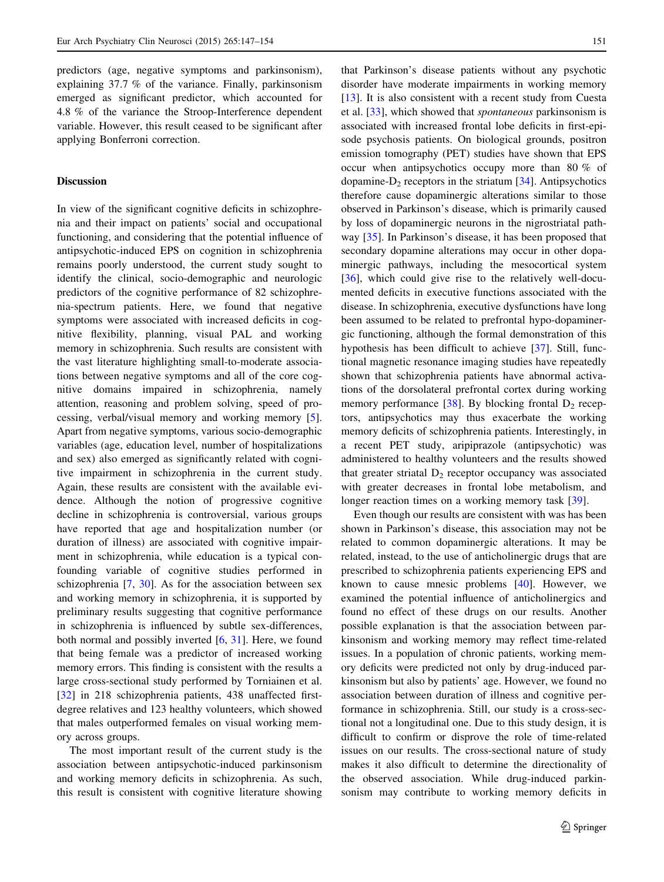predictors (age, negative symptoms and parkinsonism), explaining 37.7 % of the variance. Finally, parkinsonism emerged as significant predictor, which accounted for 4.8 % of the variance the Stroop-Interference dependent variable. However, this result ceased to be significant after applying Bonferroni correction.

## Discussion

In view of the significant cognitive deficits in schizophrenia and their impact on patients' social and occupational functioning, and considering that the potential influence of antipsychotic-induced EPS on cognition in schizophrenia remains poorly understood, the current study sought to identify the clinical, socio-demographic and neurologic predictors of the cognitive performance of 82 schizophrenia-spectrum patients. Here, we found that negative symptoms were associated with increased deficits in cognitive flexibility, planning, visual PAL and working memory in schizophrenia. Such results are consistent with the vast literature highlighting small-to-moderate associations between negative symptoms and all of the core cognitive domains impaired in schizophrenia, namely attention, reasoning and problem solving, speed of processing, verbal/visual memory and working memory [5]. Apart from negative symptoms, various socio-demographic variables (age, education level, number of hospitalizations and sex) also emerged as significantly related with cognitive impairment in schizophrenia in the current study. Again, these results are consistent with the available evidence. Although the notion of progressive cognitive decline in schizophrenia is controversial, various groups have reported that age and hospitalization number (or duration of illness) are associated with cognitive impairment in schizophrenia, while education is a typical confounding variable of cognitive studies performed in schizophrenia [7, 30]. As for the association between sex and working memory in schizophrenia, it is supported by preliminary results suggesting that cognitive performance in schizophrenia is influenced by subtle sex-differences, both normal and possibly inverted [6, 31]. Here, we found that being female was a predictor of increased working memory errors. This finding is consistent with the results a large cross-sectional study performed by Torniainen et al. [32] in 218 schizophrenia patients, 438 unaffected first-degree relatives and 123 healthy volunteers, which showed that males outperformed females on visual working memory across groups.

The most important result of the current study is the association between antipsychotic-induced parkinsonism and working memory deficits in schizophrenia. As such, this result is consistent with cognitive literature showing that Parkinson's disease patients without any psychotic disorder have moderate impairments in working memory [13]. It is also consistent with a recent study from Cuesta et al. [33], which showed that *spontaneous* parkinsonism is associated with increased frontal lobe deficits in first-episode psychosis patients. On biological grounds, positron emission tomography (PET) studies have shown that EPS occur when antipsychotics occupy more than 80 % of dopamine-$D_2$ receptors in the striatum [34]. Antipsychotics therefore cause dopaminergic alterations similar to those observed in Parkinson's disease, which is primarily caused by loss of dopaminergic neurons in the nigrostriatal pathway [35]. In Parkinson's disease, it has been proposed that secondary dopamine alterations may occur in other dopaminergic pathways, including the mesocortical system [36], which could give rise to the relatively well-documented deficits in executive functions associated with the disease. In schizophrenia, executive dysfunctions have long been assumed to be related to prefrontal hypo-dopaminergic functioning, although the formal demonstration of this hypothesis has been difficult to achieve [37]. Still, functional magnetic resonance imaging studies have repeatedly shown that schizophrenia patients have abnormal activations of the dorsolateral prefrontal cortex during working memory performance [38]. By blocking frontal $D_2$ receptors, antipsychotics may thus exacerbate the working memory deficits of schizophrenia patients. Interestingly, in a recent PET study, aripiprazole (antipsychotic) was administered to healthy volunteers and the results showed that greater striatal $D_2$ receptor occupancy was associated with greater decreases in frontal lobe metabolism, and longer reaction times on a working memory task [39].

Even though our results are consistent with was has been shown in Parkinson's disease, this association may not be related to common dopaminergic alterations. It may be related, instead, to the use of anticholinergic drugs that are prescribed to schizophrenia patients experiencing EPS and known to cause mnesic problems [40]. However, we examined the potential influence of anticholinergics and found no effect of these drugs on our results. Another possible explanation is that the association between parkinsonism and working memory may reflect time-related issues. In a population of chronic patients, working memory deficits were predicted not only by drug-induced parkinsonism but also by patients' age. However, we found no association between duration of illness and cognitive performance in schizophrenia. Still, our study is a cross-sectional not a longitudinal one. Due to this study design, it is difficult to confirm or disprove the role of time-related issues on our results. The cross-sectional nature of study makes it also difficult to determine the directionality of the observed association. While drug-induced parkinsonism may contribute to working memory deficits in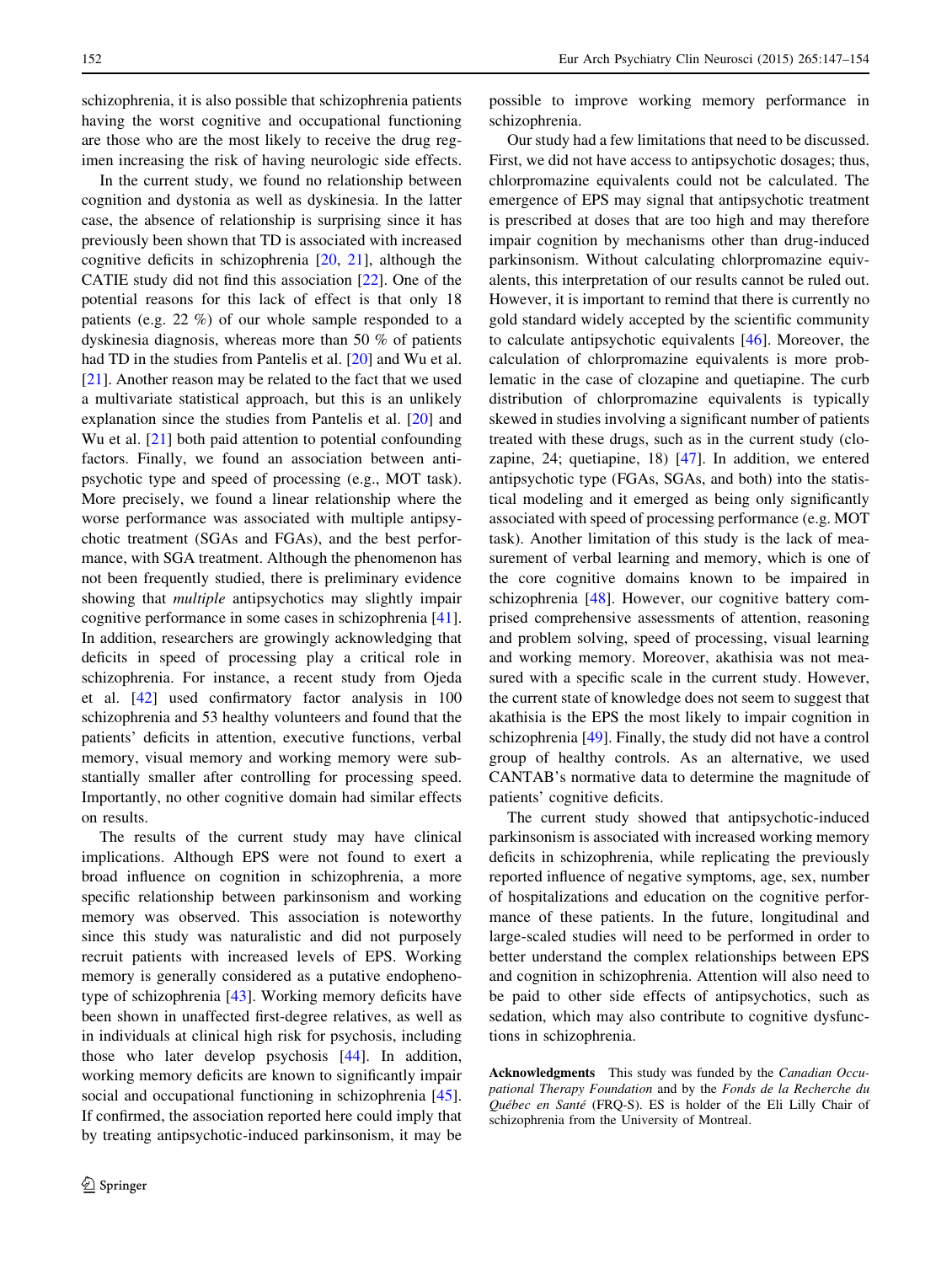schizophrenia, it is also possible that schizophrenia patients having the worst cognitive and occupational functioning are those who are the most likely to receive the drug regimen increasing the risk of having neurologic side effects.

In the current study, we found no relationship between cognition and dystonia as well as dyskinesia. In the latter case, the absence of relationship is surprising since it has previously been shown that TD is associated with increased cognitive deficits in schizophrenia [20, 21], although the CATIE study did not find this association [22]. One of the potential reasons for this lack of effect is that only 18 patients (e.g. 22 %) of our whole sample responded to a dyskinesia diagnosis, whereas more than 50 % of patients had TD in the studies from Pantelis et al. [20] and Wu et al. [21]. Another reason may be related to the fact that we used a multivariate statistical approach, but this is an unlikely explanation since the studies from Pantelis et al. [20] and Wu et al. [21] both paid attention to potential confounding factors. Finally, we found an association between antipsychotic type and speed of processing (e.g., MOT task). More precisely, we found a linear relationship where the worse performance was associated with multiple antipsychotic treatment (SGAs and FGAs), and the best performance, with SGA treatment. Although the phenomenon has not been frequently studied, there is preliminary evidence showing that *multiple* antipsychotics may slightly impair cognitive performance in some cases in schizophrenia [41]. In addition, researchers are growingly acknowledging that deficits in speed of processing play a critical role in schizophrenia. For instance, a recent study from Ojeda et al. [42] used confirmatory factor analysis in 100 schizophrenia and 53 healthy volunteers and found that the patients' deficits in attention, executive functions, verbal memory, visual memory and working memory were substantially smaller after controlling for processing speed. Importantly, no other cognitive domain had similar effects on results.

The results of the current study may have clinical implications. Although EPS were not found to exert a broad influence on cognition in schizophrenia, a more specific relationship between parkinsonism and working memory was observed. This association is noteworthy since this study was naturalistic and did not purposely recruit patients with increased levels of EPS. Working memory is generally considered as a putative endophenotype of schizophrenia [43]. Working memory deficits have been shown in unaffected first-degree relatives, as well as in individuals at clinical high risk for psychosis, including those who later develop psychosis [44]. In addition, working memory deficits are known to significantly impair social and occupational functioning in schizophrenia [45]. If confirmed, the association reported here could imply that by treating antipsychotic-induced parkinsonism, it may be possible to improve working memory performance in schizophrenia.

Our study had a few limitations that need to be discussed. First, we did not have access to antipsychotic dosages; thus, chlorpromazine equivalents could not be calculated. The emergence of EPS may signal that antipsychotic treatment is prescribed at doses that are too high and may therefore impair cognition by mechanisms other than drug-induced parkinsonism. Without calculating chlorpromazine equivalents, this interpretation of our results cannot be ruled out. However, it is important to remind that there is currently no gold standard widely accepted by the scientific community to calculate antipsychotic equivalents [46]. Moreover, the calculation of chlorpromazine equivalents is more problematic in the case of clozapine and quetiapine. The curb distribution of chlorpromazine equivalents is typically skewed in studies involving a significant number of patients treated with these drugs, such as in the current study (clozapine, 24; quetiapine, 18) [47]. In addition, we entered antipsychotic type (FGAs, SGAs, and both) into the statistical modeling and it emerged as being only significantly associated with speed of processing performance (e.g. MOT task). Another limitation of this study is the lack of measurement of verbal learning and memory, which is one of the core cognitive domains known to be impaired in schizophrenia [48]. However, our cognitive battery comprised comprehensive assessments of attention, reasoning and problem solving, speed of processing, visual learning and working memory. Moreover, akathisia was not measured with a specific scale in the current study. However, the current state of knowledge does not seem to suggest that akathisia is the EPS the most likely to impair cognition in schizophrenia [49]. Finally, the study did not have a control group of healthy controls. As an alternative, we used CANTAB's normative data to determine the magnitude of patients' cognitive deficits.

The current study showed that antipsychotic-induced parkinsonism is associated with increased working memory deficits in schizophrenia, while replicating the previously reported influence of negative symptoms, age, sex, number of hospitalizations and education on the cognitive performance of these patients. In the future, longitudinal and large-scaled studies will need to be performed in order to better understand the complex relationships between EPS and cognition in schizophrenia. Attention will also need to be paid to other side effects of antipsychotics, such as sedation, which may also contribute to cognitive dysfunctions in schizophrenia.

**Acknowledgments** This study was funded by the *Canadian Occupational Therapy Foundation* and by the *Fonds de la Recherche du Québec en Santé* (FRQ-S). ES is holder of the Eli Lilly Chair of schizophrenia from the University of Montreal.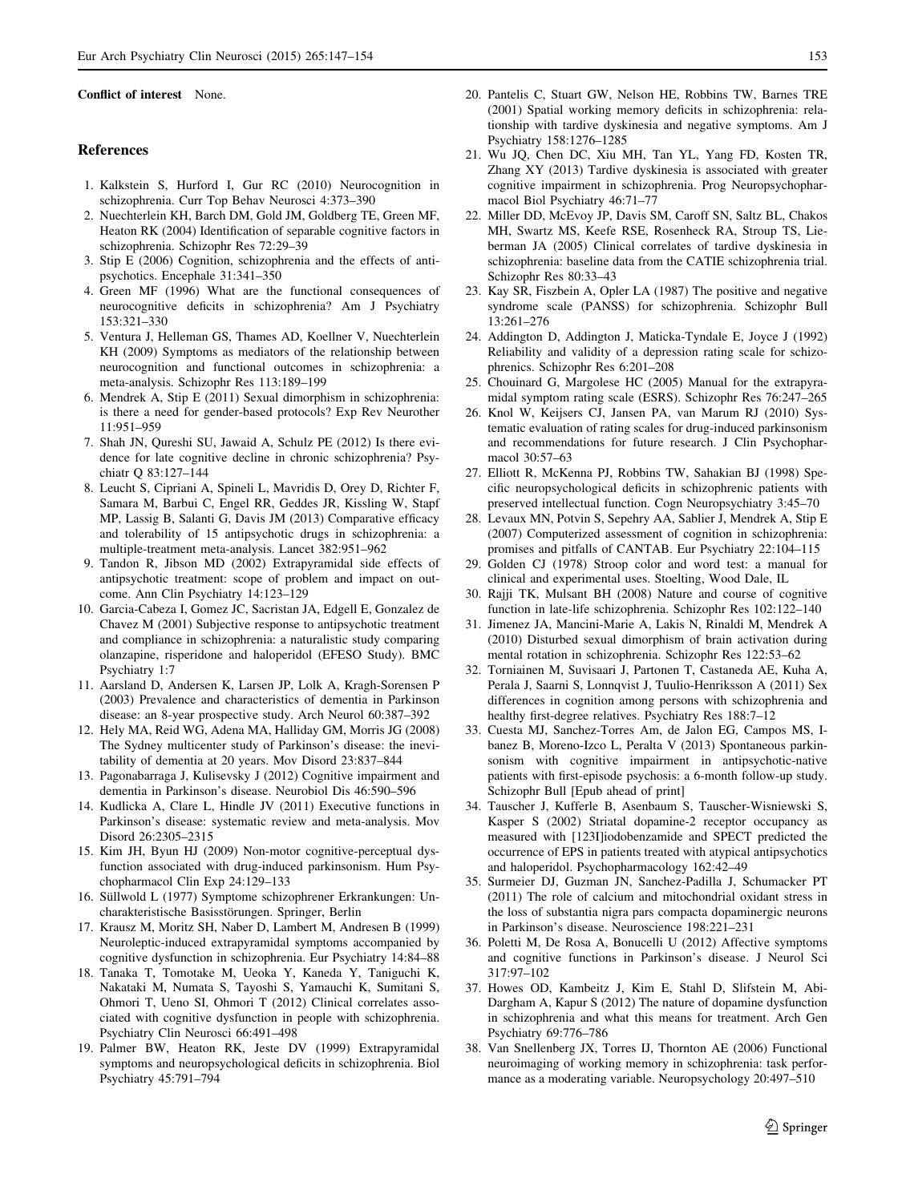**Conflict of interest** None.

## References

1. Kalkstein S, Hurford I, Gur RC (2010) Neurocognition in schizophrenia. Curr Top Behav Neurosci 4:373–390
2. Nuechterlein KH, Barch DM, Gold JM, Goldberg TE, Green MF, Heaton RK (2004) Identification of separable cognitive factors in schizophrenia. Schizophr Res 72:29–39
3. Stip E (2006) Cognition, schizophrenia and the effects of antipsychotics. Encephale 31:341–350
4. Green MF (1996) What are the functional consequences of neurocognitive deficits in schizophrenia? Am J Psychiatry 153:321–330
5. Ventura J, Helleman GS, Thames AD, Koellner V, Nuechterlein KH (2009) Symptoms as mediators of the relationship between neurocognition and functional outcomes in schizophrenia: a meta-analysis. Schizophr Res 113:189–199
6. Mendrek A, Stip E (2011) Sexual dimorphism in schizophrenia: is there a need for gender-based protocols? Exp Rev Neurother 11:951–959
7. Shah JN, Qureshi SU, Jawaid A, Schulz PE (2012) Is there evidence for late cognitive decline in chronic schizophrenia? Psychiatr Q 83:127–144
8. Leucht S, Cipriani A, Spineli L, Mavridis D, Orey D, Richter F, Samara M, Barbui C, Engel RR, Geddes JR, Kissling W, Stapf MP, Lassig B, Salanti G, Davis JM (2013) Comparative efficacy and tolerability of 15 antipsychotic drugs in schizophrenia: a multiple-treatment meta-analysis. Lancet 382:951–962
9. Tandon R, Jibson MD (2002) Extrapyramidal side effects of antipsychotic treatment: scope of problem and impact on outcome. Ann Clin Psychiatry 14:123–129
10. Garcia-Cabeza I, Gomez JC, Sacristan JA, Edgell E, Gonzalez de Chavez M (2001) Subjective response to antipsychotic treatment and compliance in schizophrenia: a naturalistic study comparing olanzapine, risperidone and haloperidol (EFESO Study). BMC Psychiatry 1:7
11. Aarsland D, Andersen K, Larsen JP, Lolk A, Kragh-Sorensen P (2003) Prevalence and characteristics of dementia in Parkinson disease: an 8-year prospective study. Arch Neurol 60:387–392
12. Hely MA, Reid WG, Adena MA, Halliday GM, Morris JG (2008) The Sydney multicenter study of Parkinson's disease: the inevitability of dementia at 20 years. Mov Disord 23:837–844
13. Pagonabarraga J, Kulisevsky J (2012) Cognitive impairment and dementia in Parkinson's disease. Neurobiol Dis 46:590–596
14. Kudlicka A, Clare L, Hindle JV (2011) Executive functions in Parkinson's disease: systematic review and meta-analysis. Mov Disord 26:2305–2315
15. Kim JH, Byun HJ (2009) Non-motor cognitive-perceptual dysfunction associated with drug-induced parkinsonism. Hum Psychopharmacol Clin Exp 24:129–133
16. Süllwold L (1977) Symptome schizophrener Erkrankungen: Uncharakteristische Basisstörungen. Springer, Berlin
17. Krausz M, Moritz SH, Naber D, Lambert M, Andresen B (1999) Neuroleptic-induced extrapyramidal symptoms accompanied by cognitive dysfunction in schizophrenia. Eur Psychiatry 14:84–88
18. Tanaka T, Tomotake M, Ueoka Y, Kaneda Y, Taniguchi K, Nakataki M, Numata S, Tayoshi S, Yamauchi K, Sumitani S, Ohmori T, Ueno SI, Ohmori T (2012) Clinical correlates associated with cognitive dysfunction in people with schizophrenia. Psychiatry Clin Neurosci 66:491–498
19. Palmer BW, Heaton RK, Jeste DV (1999) Extrapyramidal symptoms and neuropsychological deficits in schizophrenia. Biol Psychiatry 45:791–794
20. Pantelis C, Stuart GW, Nelson HE, Robbins TW, Barnes TRE (2001) Spatial working memory deficits in schizophrenia: relationship with tardive dyskinesia and negative symptoms. Am J Psychiatry 158:1276–1285
21. Wu JQ, Chen DC, Xiu MH, Tan YL, Yang FD, Kosten TR, Zhang XY (2013) Tardive dyskinesia is associated with greater cognitive impairment in schizophrenia. Prog Neuropsychopharmacol Biol Psychiatry 46:71–77
22. Miller DD, McEvoy JP, Davis SM, Caroff SN, Saltz BL, Chakos MH, Swartz MS, Keefe RSE, Rosenheck RA, Stroup TS, Lieberman JA (2005) Clinical correlates of tardive dyskinesia in schizophrenia: baseline data from the CATIE schizophrenia trial. Schizophr Res 80:33–43
23. Kay SR, Fiszbein A, Opler LA (1987) The positive and negative syndrome scale (PANSS) for schizophrenia. Schizophr Bull 13:261–276
24. Addington D, Addington J, Maticka-Tyndale E, Joyce J (1992) Reliability and validity of a depression rating scale for schizophrenics. Schizophr Res 6:201–208
25. Chouinard G, Margolese HC (2005) Manual for the extrapyramidal symptom rating scale (ESRS). Schizophr Res 76:247–265
26. Knol W, Keijsers CJ, Jansen PA, van Marum RJ (2010) Systematic evaluation of rating scales for drug-induced parkinsonism and recommendations for future research. J Clin Psychopharmacol 30:57–63
27. Elliott R, McKenna PJ, Robbins TW, Sahakian BJ (1998) Specific neuropsychological deficits in schizophrenic patients with preserved intellectual function. Cogn Neuropsychiatry 3:45–70
28. Levaux MN, Potvin S, Sepehry AA, Sablier J, Mendrek A, Stip E (2007) Computerized assessment of cognition in schizophrenia: promises and pitfalls of CANTAB. Eur Psychiatry 22:104–115
29. Golden CJ (1978) Stroop color and word test: a manual for clinical and experimental uses. Stoelting, Wood Dale, IL
30. Rajji TK, Mulsant BH (2008) Nature and course of cognitive function in late-life schizophrenia. Schizophr Res 102:122–140
31. Jimenez JA, Mancini-Marie A, Lakis N, Rinaldi M, Mendrek A (2010) Disturbed sexual dimorphism of brain activation during mental rotation in schizophrenia. Schizophr Res 122:53–62
32. Torniainen M, Suvisaari J, Partonen T, Castaneda AE, Kuha A, Perala J, Saarni S, Lonnqvist J, Tuulio-Henriksson A (2011) Sex differences in cognition among persons with schizophrenia and healthy first-degree relatives. Psychiatry Res 188:7–12
33. Cuesta MJ, Sanchez-Torres Am, de Jalon EG, Campos MS, Ibanez B, Moreno-Izco L, Peralta V (2013) Spontaneous parkinsonism with cognitive impairment in antipsychotic-native patients with first-episode psychosis: a 6-month follow-up study. Schizophr Bull [Epub ahead of print]
34. Tauscher J, Kufferle B, Asenbaum S, Tauscher-Wisniewski S, Kasper S (2002) Striatal dopamine-2 receptor occupancy as measured with [123I]iodobenzamide and SPECT predicted the occurrence of EPS in patients treated with atypical antipsychotics and haloperidol. Psychopharmacology 162:42–49
35. Surmeier DJ, Guzman JN, Sanchez-Padilla J, Schumacker PT (2011) The role of calcium and mitochondrial oxidant stress in the loss of substantia nigra pars compacta dopaminergic neurons in Parkinson's disease. Neuroscience 198:221–231
36. Poletti M, De Rosa A, Bonucelli U (2012) Affective symptoms and cognitive functions in Parkinson's disease. J Neurol Sci 317:97–102
37. Howes OD, Kambeitz J, Kim E, Stahl D, Slifstein M, Abi-Dargham A, Kapur S (2012) The nature of dopamine dysfunction in schizophrenia and what this means for treatment. Arch Gen Psychiatry 69:776–786
38. Van Snellenberg JX, Torres IJ, Thornton AE (2006) Functional neuroimaging of working memory in schizophrenia: task performance as a moderating variable. Neuropsychology 20:497–510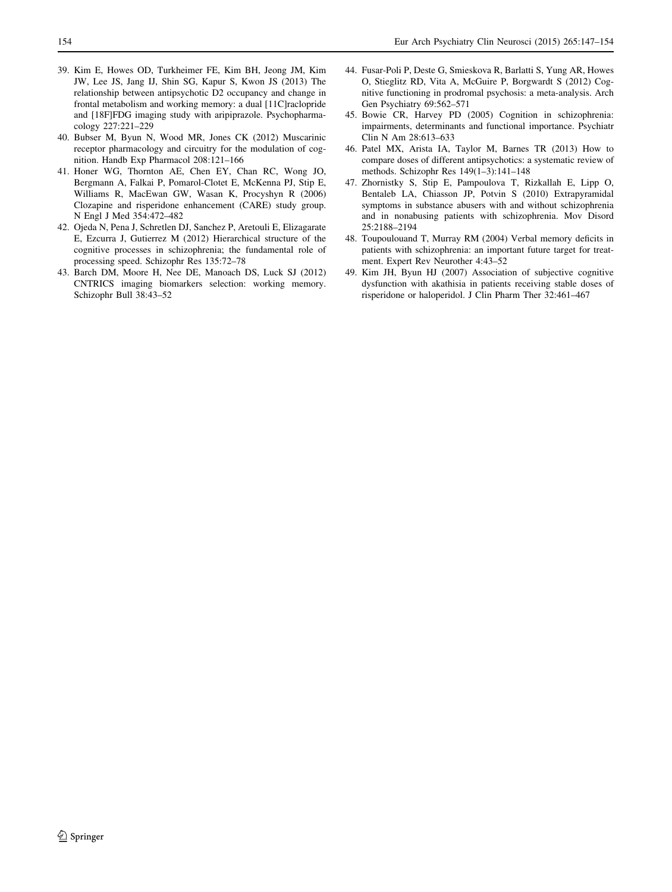39. Kim E, Howes OD, Turkheimer FE, Kim BH, Jeong JM, Kim JW, Lee JS, Jang IJ, Shin SG, Kapur S, Kwon JS (2013) The relationship between antipsychotic D2 occupancy and change in frontal metabolism and working memory: a dual [11C]raclopride and [18F]FDG imaging study with aripiprazole. Psychopharmacology 227:221–229
40. Bubser M, Byun N, Wood MR, Jones CK (2012) Muscarinic receptor pharmacology and circuitry for the modulation of cognition. Handb Exp Pharmacol 208:121–166
41. Honer WG, Thornton AE, Chen EY, Chan RC, Wong JO, Bergmann A, Falkai P, Pomarol-Clotet E, McKenna PJ, Stip E, Williams R, MacEwan GW, Wasan K, Procyshyn R (2006) Clozapine and risperidone enhancement (CARE) study group. N Engl J Med 354:472–482
42. Ojeda N, Pena J, Schretlen DJ, Sanchez P, Aretouli E, Elizagarate E, Ezcurra J, Gutierrez M (2012) Hierarchical structure of the cognitive processes in schizophrenia; the fundamental role of processing speed. Schizophr Res 135:72–78
43. Barch DM, Moore H, Nee DE, Manoach DS, Luck SJ (2012) CNTRICS imaging biomarkers selection: working memory. Schizophr Bull 38:43–52
44. Fusar-Poli P, Deste G, Smieskova R, Barlatti S, Yung AR, Howes O, Stieglitz RD, Vita A, McGuire P, Borgwardt S (2012) Cognitive functioning in prodromal psychosis: a meta-analysis. Arch Gen Psychiatry 69:562–571
45. Bowie CR, Harvey PD (2005) Cognition in schizophrenia: impairments, determinants and functional importance. Psychiatr Clin N Am 28:613–633
46. Patel MX, Arista IA, Taylor M, Barnes TR (2013) How to compare doses of different antipsychotics: a systematic review of methods. Schizophr Res 149(1–3):141–148
47. Zhornistky S, Stip E, Pampoulova T, Rizkallah E, Lipp O, Bentaleb LA, Chiasson JP, Potvin S (2010) Extrapyramidal symptoms in substance abusers with and without schizophrenia and in nonabusing patients with schizophrenia. Mov Disord 25:2188–2194
48. Toupoulouand T, Murray RM (2004) Verbal memory deficits in patients with schizophrenia: an important future target for treatment. Expert Rev Neurother 4:43–52
49. Kim JH, Byun HJ (2007) Association of subjective cognitive dysfunction with akathisia in patients receiving stable doses of risperidone or haloperidol. J Clin Pharm Ther 32:461–467